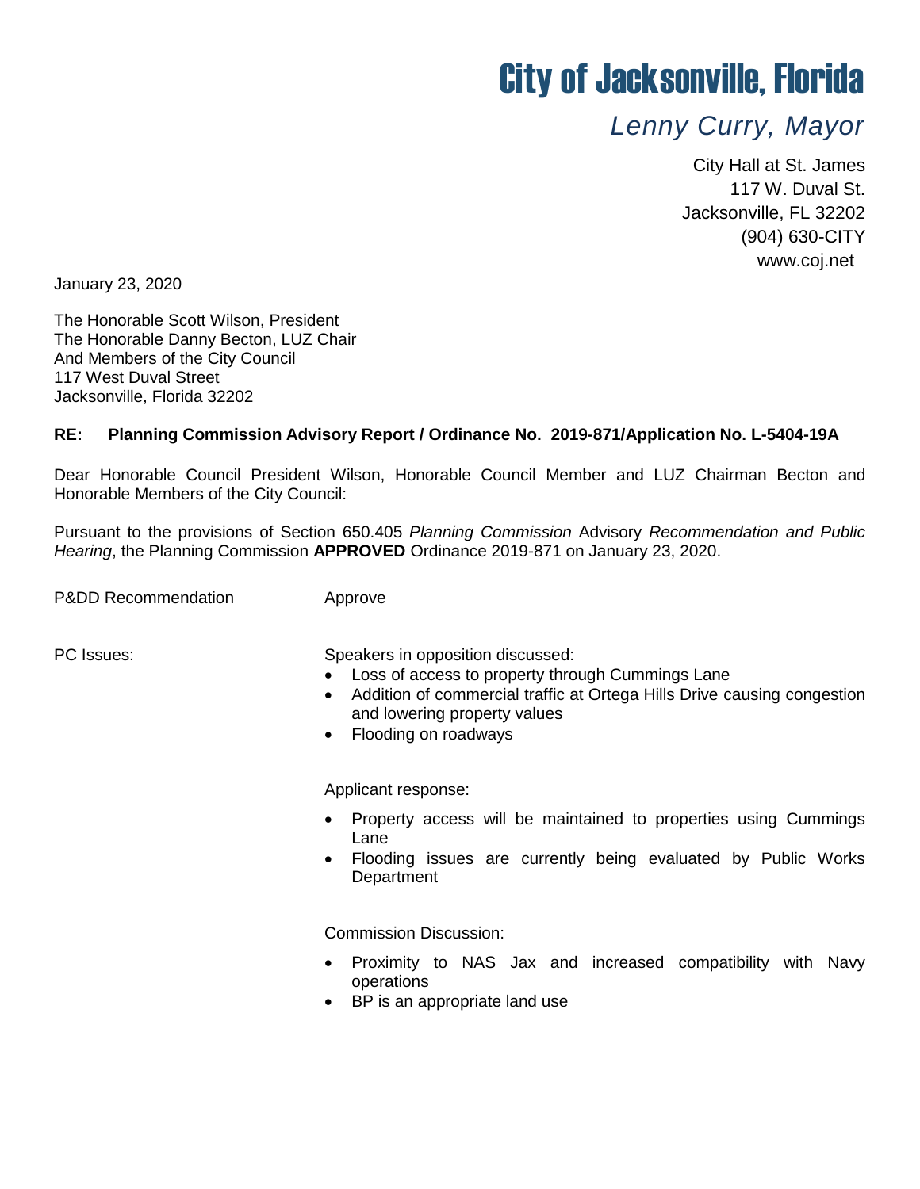# City of Jacksonville, Florida

*Lenny Curry, Mayor*

City Hall at St. James
117 W. Duval St.
Jacksonville, FL 32202
(904) 630-CITY
www.coj.net

January 23, 2020

The Honorable Scott Wilson, President
The Honorable Danny Becton, LUZ Chair
And Members of the City Council
117 West Duval Street
Jacksonville, Florida 32202

**RE: Planning Commission Advisory Report / Ordinance No. 2019-871/Application No. L-5404-19A**

Dear Honorable Council President Wilson, Honorable Council Member and LUZ Chairman Becton and Honorable Members of the City Council:

Pursuant to the provisions of Section 650.405 *Planning Commission* Advisory *Recommendation and Public Hearing*, the Planning Commission **APPROVED** Ordinance 2019-871 on January 23, 2020.

P&DD Recommendation: Approve

PC Issues:

Speakers in opposition discussed:

- Loss of access to property through Cummings Lane
- Addition of commercial traffic at Ortega Hills Drive causing congestion and lowering property values
- Flooding on roadways

Applicant response:

- Property access will be maintained to properties using Cummings Lane
- Flooding issues are currently being evaluated by Public Works Department

Commission Discussion:

- Proximity to NAS Jax and increased compatibility with Navy operations
- BP is an appropriate land use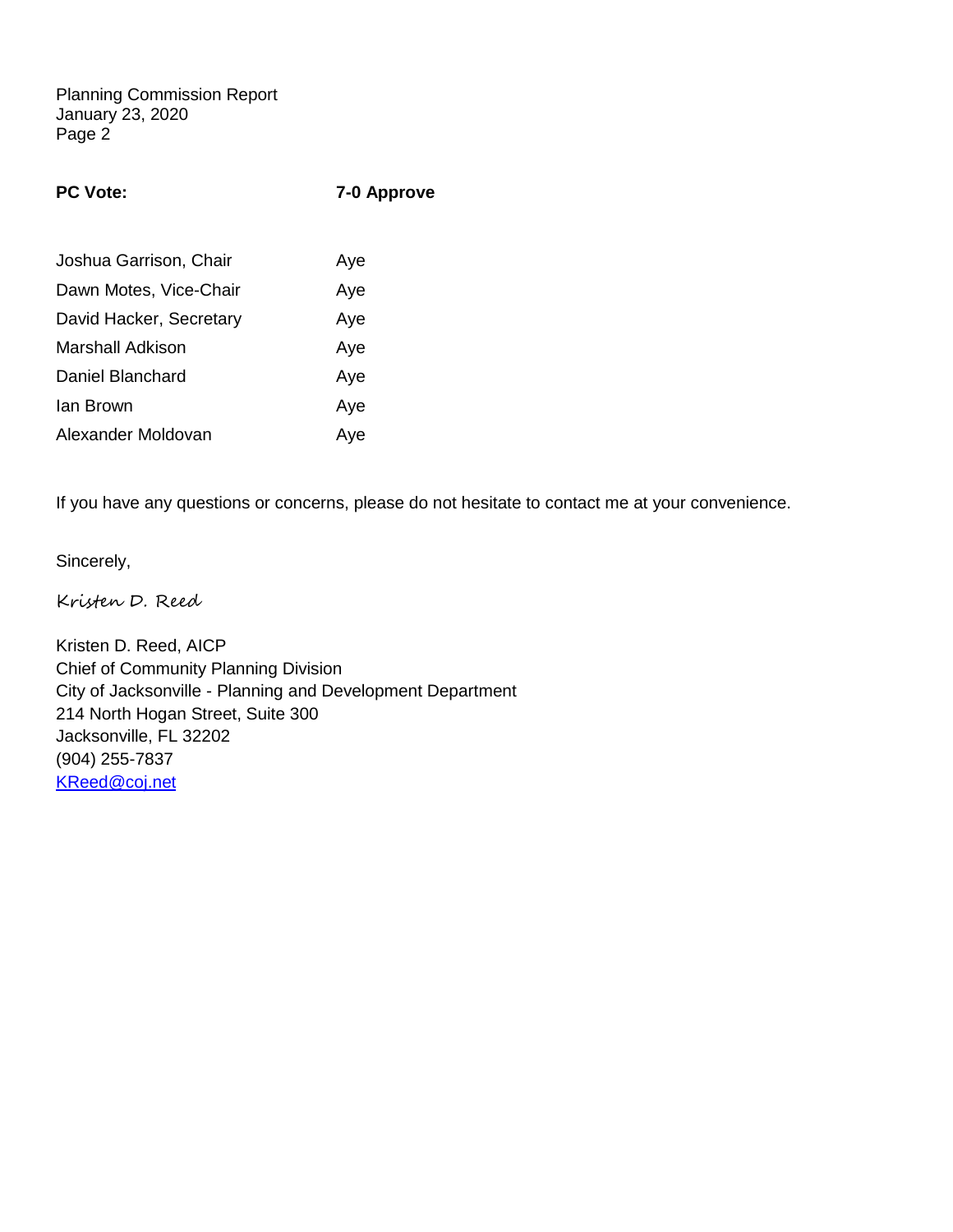**PC Vote:** **7-0 Approve**

| | |
|---|---|
| Joshua Garrison, Chair | Aye |
| Dawn Motes, Vice-Chair | Aye |
| David Hacker, Secretary | Aye |
| Marshall Adkison | Aye |
| Daniel Blanchard | Aye |
| Ian Brown | Aye |
| Alexander Moldovan | Aye |

If you have any questions or concerns, please do not hesitate to contact me at your convenience.

Sincerely,

*Kristen D. Reed*

Kristen D. Reed, AICP
Chief of Community Planning Division
City of Jacksonville - Planning and Development Department
214 North Hogan Street, Suite 300
Jacksonville, FL 32202
(904) 255-7837
KReed@coj.net